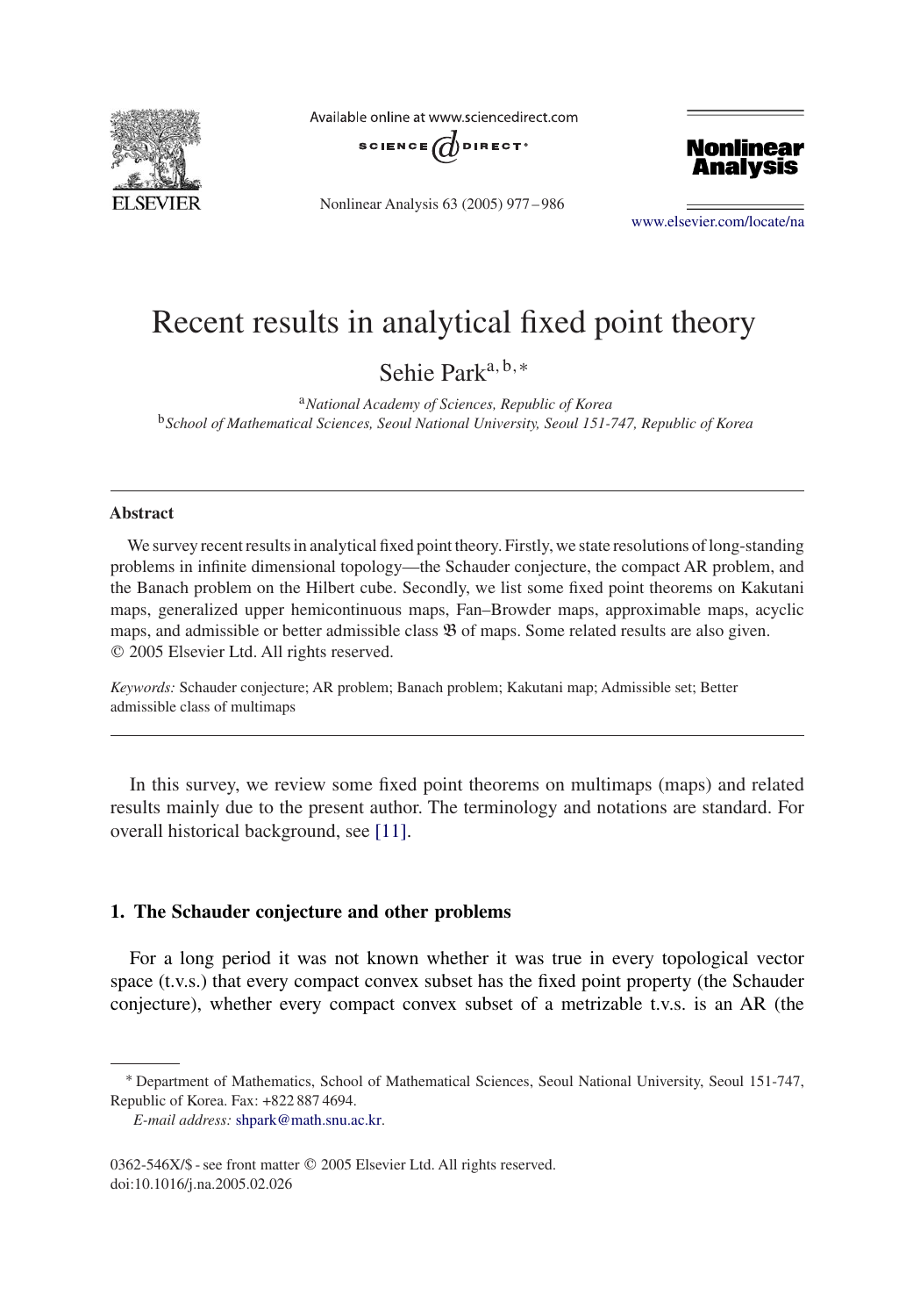# Recent results in analytical fixed point theory

Sehie Park[a, b, *]

[a] *National Academy of Sciences, Republic of Korea*
[b] *School of Mathematical Sciences, Seoul National University, Seoul 151-747, Republic of Korea*

---

**Abstract**

We survey recent results in analytical fixed point theory. Firstly, we state resolutions of long-standing problems in infinite dimensional topology—the Schauder conjecture, the compact AR problem, and the Banach problem on the Hilbert cube. Secondly, we list some fixed point theorems on Kakutani maps, generalized upper hemicontinuous maps, Fan–Browder maps, approximable maps, acyclic maps, and admissible or better admissible class $\mathfrak{B}$ of maps. Some related results are also given.
© 2005 Elsevier Ltd. All rights reserved.

*Keywords:* Schauder conjecture; AR problem; Banach problem; Kakutani map; Admissible set; Better admissible class of multimaps

---

In this survey, we review some fixed point theorems on multimaps (maps) and related results mainly due to the present author. The terminology and notations are standard. For overall historical background, see [11].

## 1. The Schauder conjecture and other problems

For a long period it was not known whether it was true in every topological vector space (t.v.s.) that every compact convex subset has the fixed point property (the Schauder conjecture), whether every compact convex subset of a metrizable t.v.s. is an AR (the

---

\* Department of Mathematics, School of Mathematical Sciences, Seoul National University, Seoul 151-747, Republic of Korea. Fax: +822 887 4694.
*E-mail address:* shpark@math.snu.ac.kr.

0362-546X/$ - see front matter © 2005 Elsevier Ltd. All rights reserved.
doi:10.1016/j.na.2005.02.026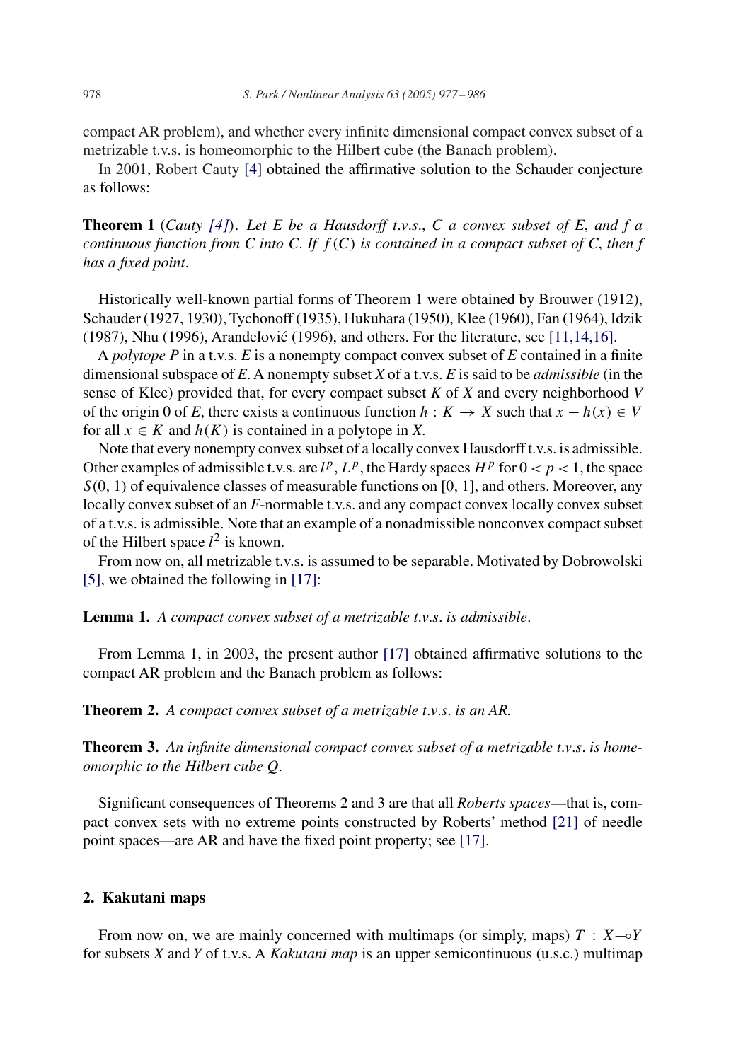compact AR problem), and whether every infinite dimensional compact convex subset of a metrizable t.v.s. is homeomorphic to the Hilbert cube (the Banach problem).

In 2001, Robert Cauty [4] obtained the affirmative solution to the Schauder conjecture as follows:

**Theorem 1** (*Cauty [4]*). *Let $E$ be a Hausdorff t.v.s., $C$ a convex subset of $E$, and $f$ a continuous function from $C$ into $C$. If $f(C)$ is contained in a compact subset of $C$, then $f$ has a fixed point.*

Historically well-known partial forms of Theorem 1 were obtained by Brouwer (1912), Schauder (1927, 1930), Tychonoff (1935), Hukuhara (1950), Klee (1960), Fan (1964), Idzik (1987), Nhu (1996), Arandelović (1996), and others. For the literature, see [11,14,16].

A *polytope* $P$ in a t.v.s. $E$ is a nonempty compact convex subset of $E$ contained in a finite dimensional subspace of $E$. A nonempty subset $X$ of a t.v.s. $E$ is said to be *admissible* (in the sense of Klee) provided that, for every compact subset $K$ of $X$ and every neighborhood $V$ of the origin 0 of $E$, there exists a continuous function $h : K \to X$ such that $x - h(x) \in V$ for all $x \in K$ and $h(K)$ is contained in a polytope in $X$.

Note that every nonempty convex subset of a locally convex Hausdorff t.v.s. is admissible. Other examples of admissible t.v.s. are $l^p$, $L^p$, the Hardy spaces $H^p$ for $0 < p < 1$, the space $S(0, 1)$ of equivalence classes of measurable functions on $[0, 1]$, and others. Moreover, any locally convex subset of an $F$-normable t.v.s. and any compact convex locally convex subset of a t.v.s. is admissible. Note that an example of a nonadmissible nonconvex compact subset of the Hilbert space $l^2$ is known.

From now on, all metrizable t.v.s. is assumed to be separable. Motivated by Dobrowolski [5], we obtained the following in [17]:

**Lemma 1.** *A compact convex subset of a metrizable t.v.s. is admissible.*

From Lemma 1, in 2003, the present author [17] obtained affirmative solutions to the compact AR problem and the Banach problem as follows:

**Theorem 2.** *A compact convex subset of a metrizable t.v.s. is an AR.*

**Theorem 3.** *An infinite dimensional compact convex subset of a metrizable t.v.s. is homeomorphic to the Hilbert cube $Q$.*

Significant consequences of Theorems 2 and 3 are that all *Roberts spaces*—that is, compact convex sets with no extreme points constructed by Roberts' method [21] of needle point spaces—are AR and have the fixed point property; see [17].

## 2. Kakutani maps

From now on, we are mainly concerned with multimaps (or simply, maps) $T : X \multimap Y$ for subsets $X$ and $Y$ of t.v.s. A *Kakutani map* is an upper semicontinuous (u.s.c.) multimap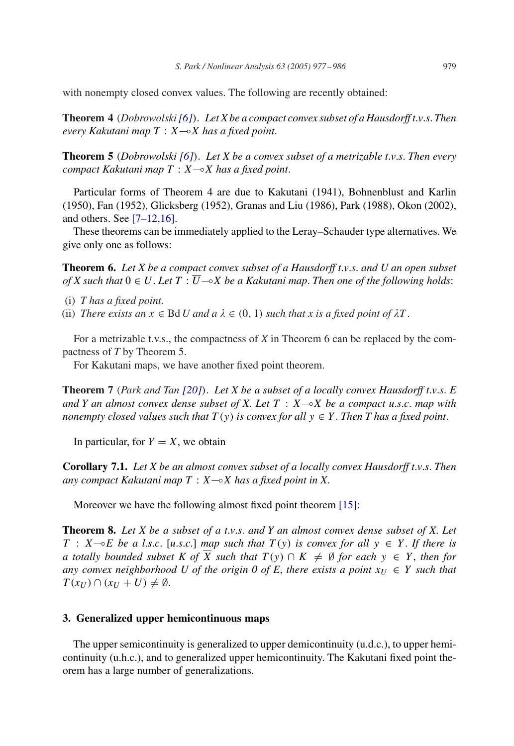with nonempty closed convex values. The following are recently obtained:

**Theorem 4** (*Dobrowolski [6]*). *Let X be a compact convex subset of a Hausdorff t.v.s. Then every Kakutani map $T : X \multimap X$ has a fixed point.*

**Theorem 5** (*Dobrowolski [6]*). *Let X be a convex subset of a metrizable t.v.s. Then every compact Kakutani map $T : X \multimap X$ has a fixed point.*

Particular forms of Theorem 4 are due to Kakutani (1941), Bohnenblust and Karlin (1950), Fan (1952), Glicksberg (1952), Granas and Liu (1986), Park (1988), Okon (2002), and others. See [7–12,16].

These theorems can be immediately applied to the Leray–Schauder type alternatives. We give only one as follows:

**Theorem 6.** *Let X be a compact convex subset of a Hausdorff t.v.s. and U an open subset of X such that $0 \in U$. Let $T : \overline{U} \multimap X$ be a Kakutani map. Then one of the following holds*:

(i) *T has a fixed point.*
(ii) *There exists an $x \in \operatorname{Bd} U$ and a $\lambda \in (0, 1)$ such that x is a fixed point of $\lambda T$.*

For a metrizable t.v.s., the compactness of X in Theorem 6 can be replaced by the compactness of T by Theorem 5.

For Kakutani maps, we have another fixed point theorem.

**Theorem 7** (*Park and Tan [20]*). *Let X be a subset of a locally convex Hausdorff t.v.s. E and Y an almost convex dense subset of X. Let $T : X \multimap X$ be a compact u.s.c. map with nonempty closed values such that $T(y)$ is convex for all $y \in Y$. Then T has a fixed point.*

In particular, for $Y = X$, we obtain

**Corollary 7.1.** *Let X be an almost convex subset of a locally convex Hausdorff t.v.s. Then any compact Kakutani map $T : X \multimap X$ has a fixed point in X.*

Moreover we have the following almost fixed point theorem [15]:

**Theorem 8.** *Let X be a subset of a t.v.s. and Y an almost convex dense subset of X. Let $T : X \multimap E$ be a l.s.c. [u.s.c.] map such that $T(y)$ is convex for all $y \in Y$. If there is a totally bounded subset K of $\overline{X}$ such that $T(y) \cap K \neq \emptyset$ for each $y \in Y$, then for any convex neighborhood U of the origin 0 of E, there exists a point $x_U \in Y$ such that $T(x_U) \cap (x_U + U) \neq \emptyset$.*

## 3. Generalized upper hemicontinuous maps

The upper semicontinuity is generalized to upper demicontinuity (u.d.c.), to upper hemicontinuity (u.h.c.), and to generalized upper hemicontinuity. The Kakutani fixed point theorem has a large number of generalizations.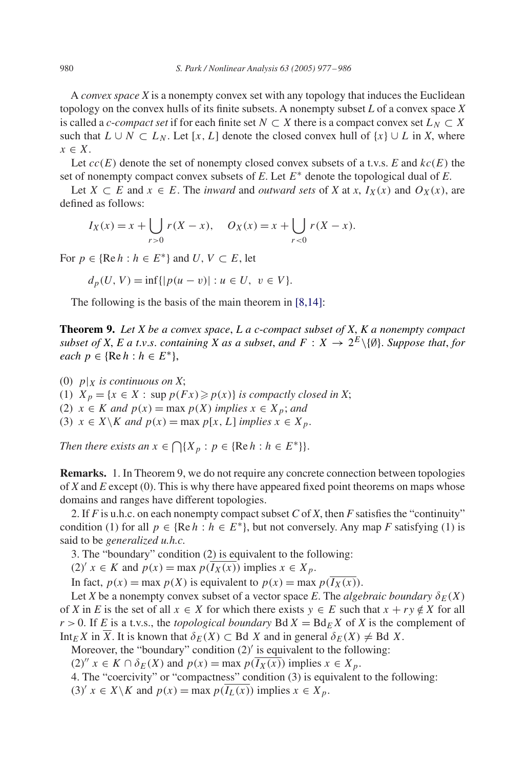A *convex space* $X$ is a nonempty convex set with any topology that induces the Euclidean topology on the convex hulls of its finite subsets. A nonempty subset $L$ of a convex space $X$ is called a *c-compact set* if for each finite set $N \subset X$ there is a compact convex set $L_N \subset X$ such that $L \cup N \subset L_N$. Let $[x, L]$ denote the closed convex hull of $\{x\} \cup L$ in $X$, where $x \in X$.

Let $cc(E)$ denote the set of nonempty closed convex subsets of a t.v.s. $E$ and $kc(E)$ the set of nonempty compact convex subsets of $E$. Let $E^*$ denote the topological dual of $E$.

Let $X \subset E$ and $x \in E$. The *inward* and *outward sets* of $X$ at $x$, $I_X(x)$ and $O_X(x)$, are defined as follows:

$$I_X(x) = x + \bigcup_{r>0} r(X - x), \quad O_X(x) = x + \bigcup_{r<0} r(X - x).$$

For $p \in \{\mathrm{Re}\, h : h \in E^*\}$ and $U, V \subset E$, let

$$d_p(U, V) = \inf\{|p(u - v)| : u \in U, \ v \in V\}.$$

The following is the basis of the main theorem in [8,14]:

**Theorem 9.** *Let $X$ be a convex space, $L$ a c-compact subset of $X$, $K$ a nonempty compact subset of $X$, $E$ a t.v.s. containing $X$ as a subset, and $F : X \to 2^E \setminus \{\emptyset\}$. Suppose that, for each $p \in \{\mathrm{Re}\, h : h \in E^*\}$,*

(0) *$p|_X$ is continuous on $X$;*
(1) *$X_p = \{x \in X : \sup p(Fx) \geqslant p(x)\}$ is compactly closed in $X$;*
(2) *$x \in K$ and $p(x) = \max p(X)$ implies $x \in X_p$; and*
(3) *$x \in X \setminus K$ and $p(x) = \max p[x, L]$ implies $x \in X_p$.*

*Then there exists an $x \in \bigcap\{X_p : p \in \{\mathrm{Re}\, h : h \in E^*\}\}$.*

**Remarks.** 1. In Theorem 9, we do not require any concrete connection between topologies of $X$ and $E$ except (0). This is why there have appeared fixed point theorems on maps whose domains and ranges have different topologies.

2. If $F$ is u.h.c. on each nonempty compact subset $C$ of $X$, then $F$ satisfies the "continuity" condition (1) for all $p \in \{\mathrm{Re}\, h : h \in E^*\}$, but not conversely. Any map $F$ satisfying (1) is said to be *generalized u.h.c.*

3. The "boundary" condition (2) is equivalent to the following:

(2)′ $x \in K$ and $p(x) = \max p(\overline{I_X(x)})$ implies $x \in X_p$.

In fact, $p(x) = \max p(X)$ is equivalent to $p(x) = \max p(\overline{I_X(x)})$.

Let $X$ be a nonempty convex subset of a vector space $E$. The *algebraic boundary* $\delta_E(X)$ of $X$ in $E$ is the set of all $x \in X$ for which there exists $y \in E$ such that $x + ry \notin X$ for all $r > 0$. If $E$ is a t.v.s., the *topological boundary* $\mathrm{Bd}\, X = \mathrm{Bd}_E X$ of $X$ is the complement of $\mathrm{Int}_E X$ in $\overline{X}$. It is known that $\delta_E(X) \subset \mathrm{Bd}\, X$ and in general $\delta_E(X) \neq \mathrm{Bd}\, X$.

Moreover, the "boundary" condition (2)′ is equivalent to the following:

(2)″ $x \in K \cap \delta_E(X)$ and $p(x) = \max p(\overline{I_X(x)})$ implies $x \in X_p$.

4. The "coercivity" or "compactness" condition (3) is equivalent to the following:

(3)′ $x \in X \setminus K$ and $p(x) = \max p(\overline{I_L(x)})$ implies $x \in X_p$.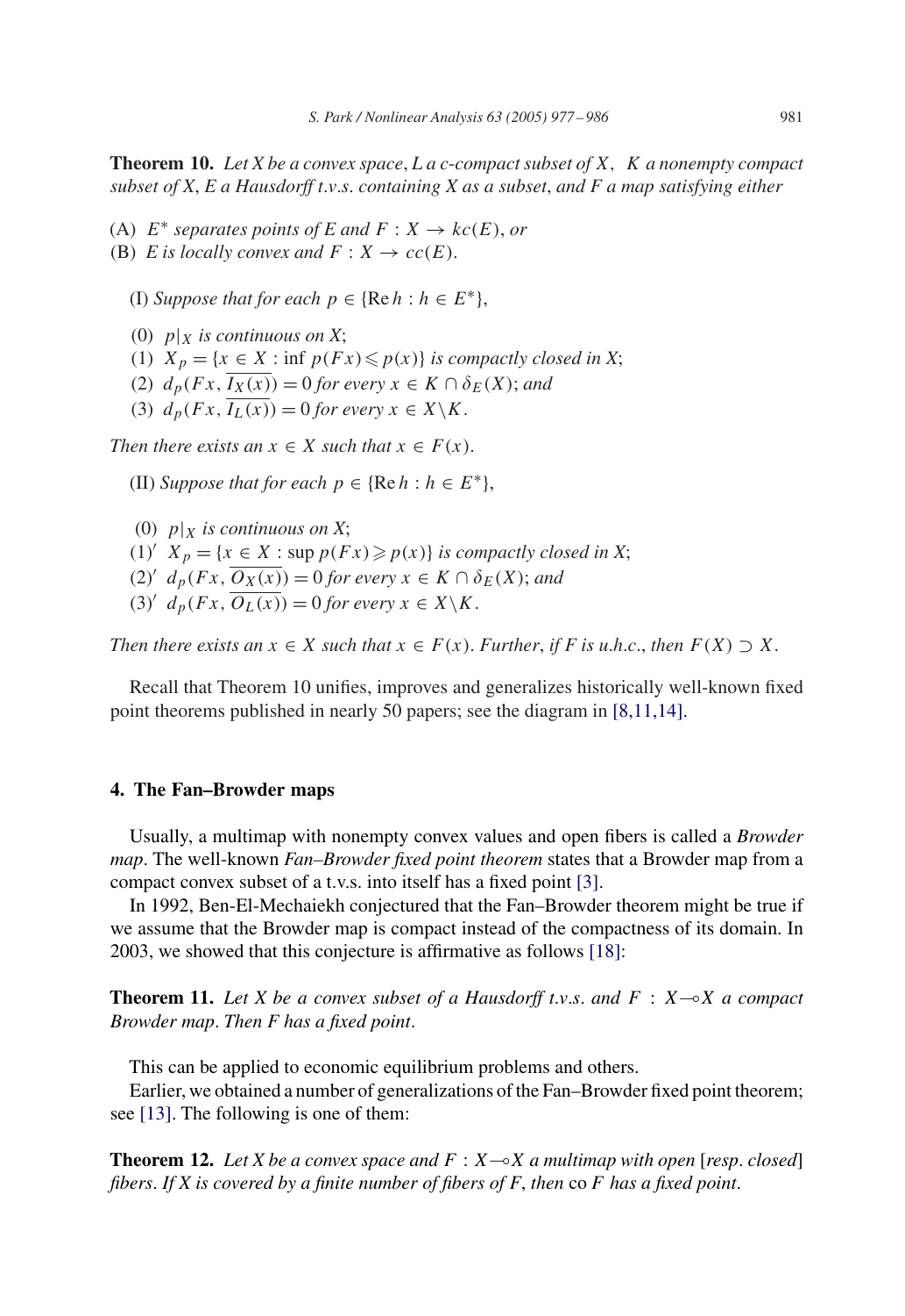**Theorem 10.** *Let $X$ be a convex space, $L$ a c-compact subset of $X$, $K$ a nonempty compact subset of $X$, $E$ a Hausdorff t.v.s. containing $X$ as a subset, and $F$ a map satisfying either*

(A) *$E^*$ separates points of $E$ and $F : X \to kc(E)$, or*
(B) *$E$ is locally convex and $F : X \to cc(E)$.*

(I) *Suppose that for each $p \in \{\mathrm{Re}\, h : h \in E^*\}$,*

(0) *$p|_X$ is continuous on $X$;*
(1) *$X_p = \{x \in X : \inf p(Fx) \leqslant p(x)\}$ is compactly closed in $X$;*
(2) *$d_p(Fx, \overline{I_X(x)}) = 0$ for every $x \in K \cap \delta_E(X)$; and*
(3) *$d_p(Fx, \overline{I_L(x)}) = 0$ for every $x \in X \backslash K$.*

*Then there exists an $x \in X$ such that $x \in F(x)$.*

(II) *Suppose that for each $p \in \{\mathrm{Re}\, h : h \in E^*\}$,*

(0) *$p|_X$ is continuous on $X$;*
(1)$'$ *$X_p = \{x \in X : \sup p(Fx) \geqslant p(x)\}$ is compactly closed in $X$;*
(2)$'$ *$d_p(Fx, \overline{O_X(x)}) = 0$ for every $x \in K \cap \delta_E(X)$; and*
(3)$'$ *$d_p(Fx, \overline{O_L(x)}) = 0$ for every $x \in X \backslash K$.*

*Then there exists an $x \in X$ such that $x \in F(x)$. Further, if $F$ is u.h.c., then $F(X) \supset X$.*

Recall that Theorem 10 unifies, improves and generalizes historically well-known fixed point theorems published in nearly 50 papers; see the diagram in [8,11,14].

## 4. The Fan–Browder maps

Usually, a multimap with nonempty convex values and open fibers is called a *Browder map*. The well-known *Fan–Browder fixed point theorem* states that a Browder map from a compact convex subset of a t.v.s. into itself has a fixed point [3].

In 1992, Ben-El-Mechaiekh conjectured that the Fan–Browder theorem might be true if we assume that the Browder map is compact instead of the compactness of its domain. In 2003, we showed that this conjecture is affirmative as follows [18]:

**Theorem 11.** *Let $X$ be a convex subset of a Hausdorff t.v.s. and $F : X \multimap X$ a compact Browder map. Then $F$ has a fixed point.*

This can be applied to economic equilibrium problems and others.

Earlier, we obtained a number of generalizations of the Fan–Browder fixed point theorem; see [13]. The following is one of them:

**Theorem 12.** *Let $X$ be a convex space and $F : X \multimap X$ a multimap with open [resp. closed] fibers. If $X$ is covered by a finite number of fibers of $F$, then* co *$F$ has a fixed point.*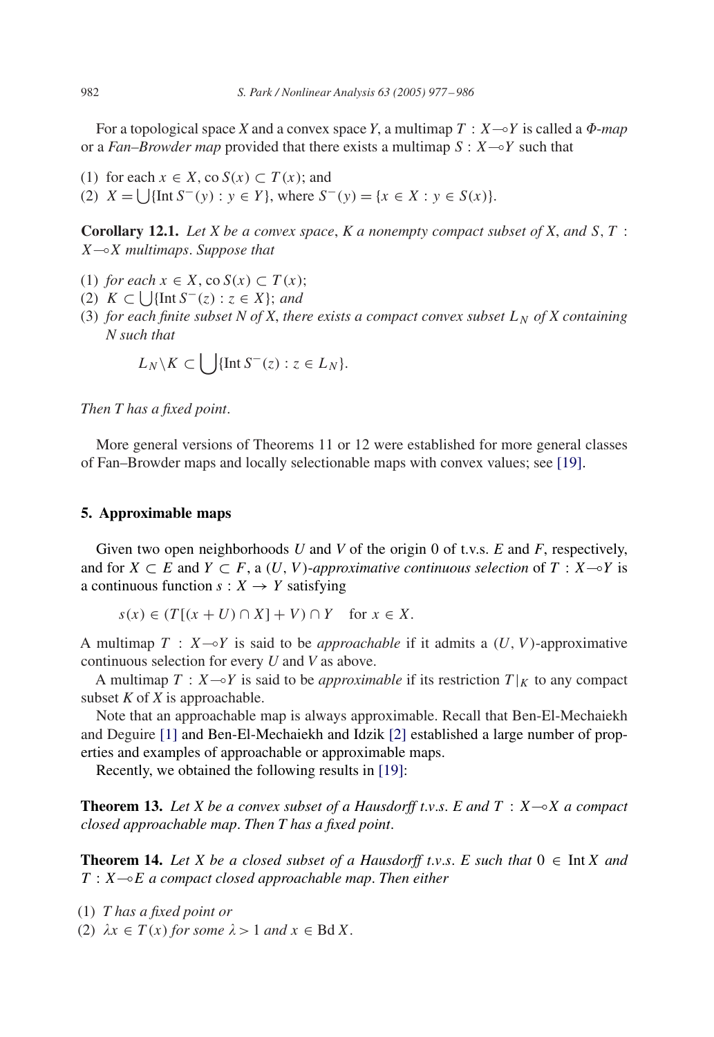For a topological space $X$ and a convex space $Y$, a multimap $T : X \multimap Y$ is called a *Φ-map* or a *Fan–Browder map* provided that there exists a multimap $S : X \multimap Y$ such that

(1) for each $x \in X$, $\operatorname{co} S(x) \subset T(x)$; and
(2) $X = \bigcup\{\operatorname{Int} S^-(y) : y \in Y\}$, where $S^-(y) = \{x \in X : y \in S(x)\}$.

**Corollary 12.1.** *Let $X$ be a convex space, $K$ a nonempty compact subset of $X$, and $S, T : X \multimap X$ multimaps. Suppose that*

(1) *for each $x \in X$, $\operatorname{co} S(x) \subset T(x)$;*
(2) *$K \subset \bigcup\{\operatorname{Int} S^-(z) : z \in X\}$; and*
(3) *for each finite subset $N$ of $X$, there exists a compact convex subset $L_N$ of $X$ containing $N$ such that*

$$L_N \backslash K \subset \bigcup\{\operatorname{Int} S^-(z) : z \in L_N\}.$$

*Then $T$ has a fixed point.*

More general versions of Theorems 11 or 12 were established for more general classes of Fan–Browder maps and locally selectionable maps with convex values; see [19].

## 5. Approximable maps

Given two open neighborhoods $U$ and $V$ of the origin 0 of t.v.s. $E$ and $F$, respectively, and for $X \subset E$ and $Y \subset F$, a $(U, V)$*-approximative continuous selection* of $T : X \multimap Y$ is a continuous function $s : X \to Y$ satisfying

$$s(x) \in (T[(x + U) \cap X] + V) \cap Y \quad \text{for } x \in X.$$

A multimap $T : X \multimap Y$ is said to be *approachable* if it admits a $(U, V)$-approximative continuous selection for every $U$ and $V$ as above.

A multimap $T : X \multimap Y$ is said to be *approximable* if its restriction $T|_K$ to any compact subset $K$ of $X$ is approachable.

Note that an approachable map is always approximable. Recall that Ben-El-Mechaiekh and Deguire [1] and Ben-El-Mechaiekh and Idzik [2] established a large number of properties and examples of approachable or approximable maps.

Recently, we obtained the following results in [19]:

**Theorem 13.** *Let $X$ be a convex subset of a Hausdorff t.v.s. $E$ and $T : X \multimap X$ a compact closed approachable map. Then $T$ has a fixed point.*

**Theorem 14.** *Let $X$ be a closed subset of a Hausdorff t.v.s. $E$ such that $0 \in \operatorname{Int} X$ and $T : X \multimap E$ a compact closed approachable map. Then either*

(1) *$T$ has a fixed point or*
(2) *$\lambda x \in T(x)$ for some $\lambda > 1$ and $x \in \operatorname{Bd} X$.*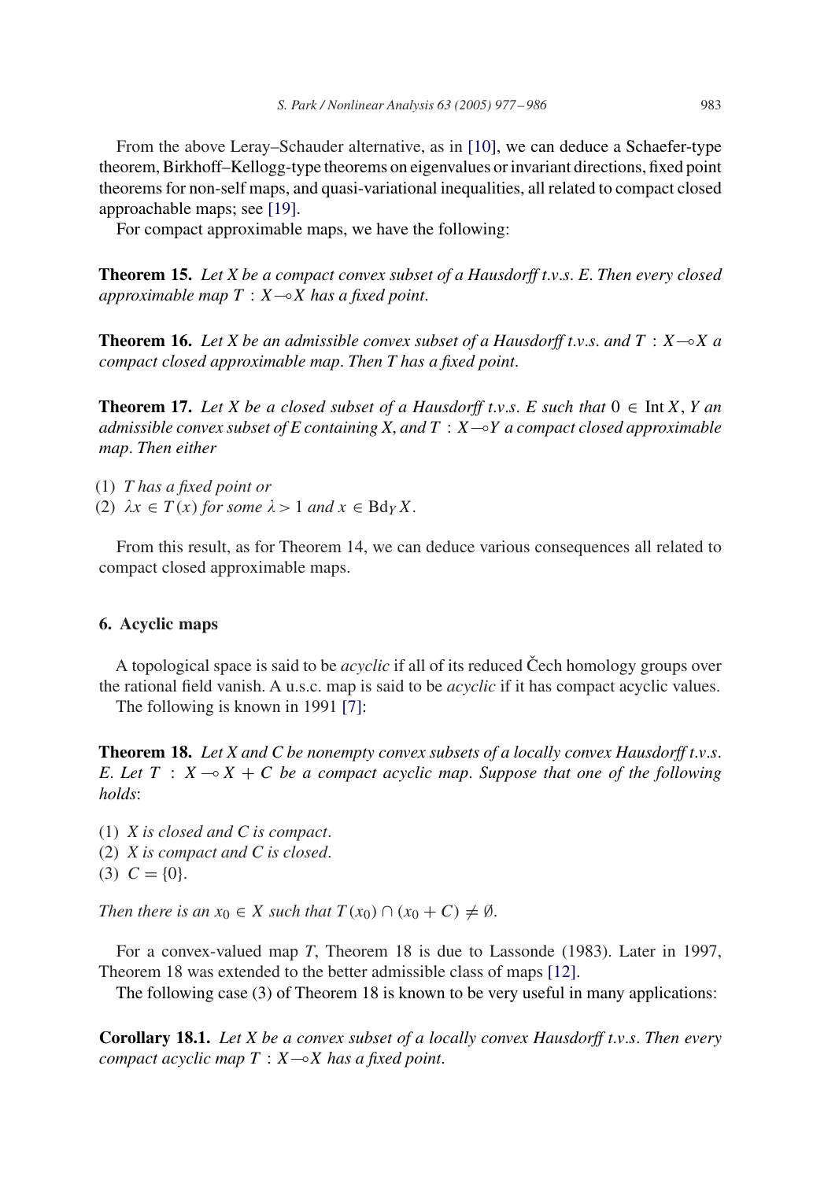From the above Leray–Schauder alternative, as in [10], we can deduce a Schaefer-type theorem, Birkhoff–Kellogg-type theorems on eigenvalues or invariant directions, fixed point theorems for non-self maps, and quasi-variational inequalities, all related to compact closed approachable maps; see [19].

For compact approximable maps, we have the following:

**Theorem 15.** *Let $X$ be a compact convex subset of a Hausdorff t.v.s. $E$. Then every closed approximable map $T : X \multimap X$ has a fixed point.*

**Theorem 16.** *Let $X$ be an admissible convex subset of a Hausdorff t.v.s. and $T : X \multimap X$ a compact closed approximable map. Then $T$ has a fixed point.*

**Theorem 17.** *Let $X$ be a closed subset of a Hausdorff t.v.s. $E$ such that $0 \in \operatorname{Int} X$, $Y$ an admissible convex subset of $E$ containing $X$, and $T : X \multimap Y$ a compact closed approximable map. Then either*

(1) *$T$ has a fixed point or*
(2) *$\lambda x \in T(x)$ for some $\lambda > 1$ and $x \in \operatorname{Bd}_Y X$.*

From this result, as for Theorem 14, we can deduce various consequences all related to compact closed approximable maps.

## 6. Acyclic maps

A topological space is said to be *acyclic* if all of its reduced Čech homology groups over the rational field vanish. A u.s.c. map is said to be *acyclic* if it has compact acyclic values.

The following is known in 1991 [7]:

**Theorem 18.** *Let $X$ and $C$ be nonempty convex subsets of a locally convex Hausdorff t.v.s. $E$. Let $T : X \multimap X + C$ be a compact acyclic map. Suppose that one of the following holds:*

(1) *$X$ is closed and $C$ is compact.*
(2) *$X$ is compact and $C$ is closed.*
(3) *$C = \{0\}$.*

*Then there is an $x_0 \in X$ such that $T(x_0) \cap (x_0 + C) \neq \emptyset$.*

For a convex-valued map $T$, Theorem 18 is due to Lassonde (1983). Later in 1997, Theorem 18 was extended to the better admissible class of maps [12].

The following case (3) of Theorem 18 is known to be very useful in many applications:

**Corollary 18.1.** *Let $X$ be a convex subset of a locally convex Hausdorff t.v.s. Then every compact acyclic map $T : X \multimap X$ has a fixed point.*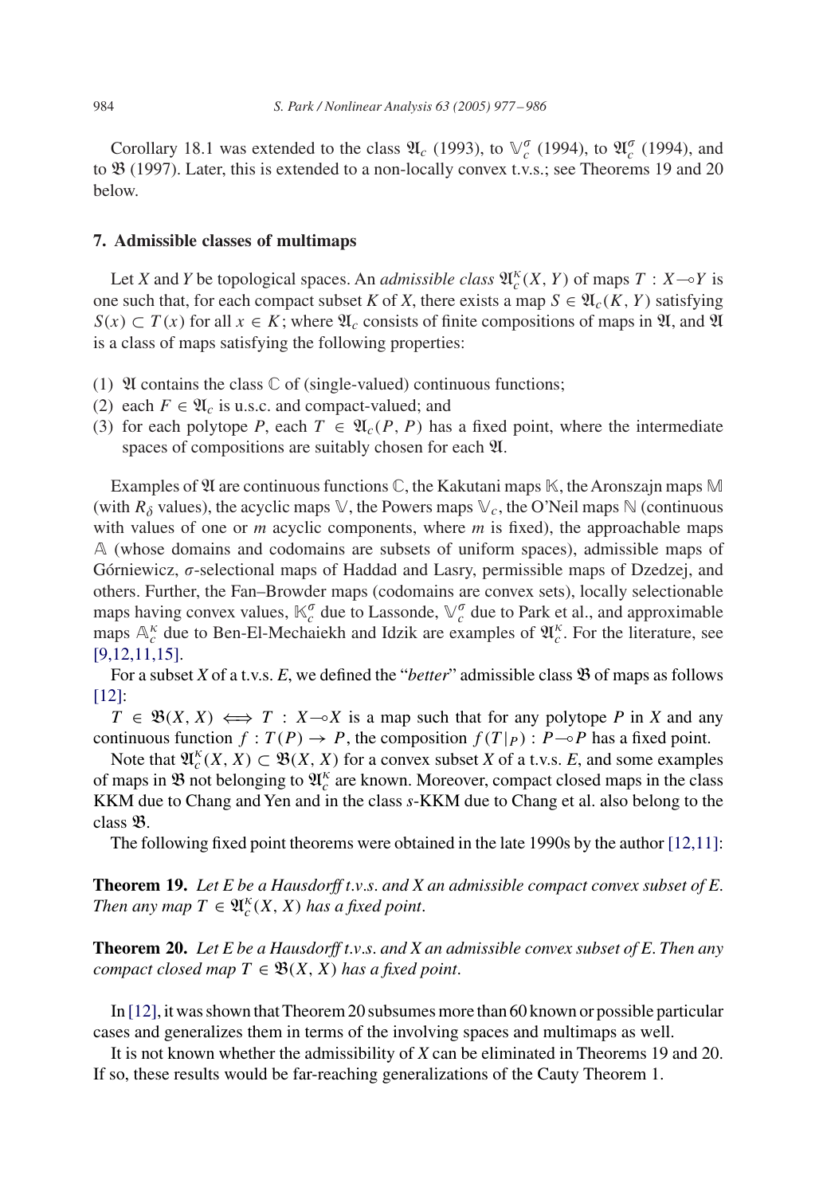Corollary 18.1 was extended to the class $\mathfrak{A}_c$ (1993), to $\mathbb{V}_c^\sigma$ (1994), to $\mathfrak{A}_c^\sigma$ (1994), and to $\mathfrak{B}$ (1997). Later, this is extended to a non-locally convex t.v.s.; see Theorems 19 and 20 below.

## 7. Admissible classes of multimaps

Let $X$ and $Y$ be topological spaces. An *admissible class* $\mathfrak{A}_c^\kappa(X, Y)$ of maps $T : X \multimap Y$ is one such that, for each compact subset $K$ of $X$, there exists a map $S \in \mathfrak{A}_c(K, Y)$ satisfying $S(x) \subset T(x)$ for all $x \in K$; where $\mathfrak{A}_c$ consists of finite compositions of maps in $\mathfrak{A}$, and $\mathfrak{A}$ is a class of maps satisfying the following properties:

1. $\mathfrak{A}$ contains the class $\mathbb{C}$ of (single-valued) continuous functions;
2. each $F \in \mathfrak{A}_c$ is u.s.c. and compact-valued; and
3. for each polytope $P$, each $T \in \mathfrak{A}_c(P, P)$ has a fixed point, where the intermediate spaces of compositions are suitably chosen for each $\mathfrak{A}$.

Examples of $\mathfrak{A}$ are continuous functions $\mathbb{C}$, the Kakutani maps $\mathbb{K}$, the Aronszajn maps $\mathbb{M}$ (with $R_\delta$ values), the acyclic maps $\mathbb{V}$, the Powers maps $\mathbb{V}_c$, the O'Neil maps $\mathbb{N}$ (continuous with values of one or $m$ acyclic components, where $m$ is fixed), the approachable maps $\mathbb{A}$ (whose domains and codomains are subsets of uniform spaces), admissible maps of Górniewicz, $\sigma$-selectional maps of Haddad and Lasry, permissible maps of Dzedzej, and others. Further, the Fan–Browder maps (codomains are convex sets), locally selectionable maps having convex values, $\mathbb{K}_c^\sigma$ due to Lassonde, $\mathbb{V}_c^\sigma$ due to Park et al., and approximable maps $\mathbb{A}_c^\kappa$ due to Ben-El-Mechaiekh and Idzik are examples of $\mathfrak{A}_c^\kappa$. For the literature, see [9,12,11,15].

For a subset $X$ of a t.v.s. $E$, we defined the "*better*" admissible class $\mathfrak{B}$ of maps as follows [12]:

$T \in \mathfrak{B}(X, X) \iff T : X \multimap X$ is a map such that for any polytope $P$ in $X$ and any continuous function $f : T(P) \to P$, the composition $f(T|_P) : P \multimap P$ has a fixed point.

Note that $\mathfrak{A}_c^\kappa(X, X) \subset \mathfrak{B}(X, X)$ for a convex subset $X$ of a t.v.s. $E$, and some examples of maps in $\mathfrak{B}$ not belonging to $\mathfrak{A}_c^\kappa$ are known. Moreover, compact closed maps in the class KKM due to Chang and Yen and in the class $s$-KKM due to Chang et al. also belong to the class $\mathfrak{B}$.

The following fixed point theorems were obtained in the late 1990s by the author [12,11]:

**Theorem 19.** *Let $E$ be a Hausdorff t.v.s. and $X$ an admissible compact convex subset of $E$. Then any map $T \in \mathfrak{A}_c^\kappa(X, X)$ has a fixed point.*

**Theorem 20.** *Let $E$ be a Hausdorff t.v.s. and $X$ an admissible convex subset of $E$. Then any compact closed map $T \in \mathfrak{B}(X, X)$ has a fixed point.*

In [12], it was shown that Theorem 20 subsumes more than 60 known or possible particular cases and generalizes them in terms of the involving spaces and multimaps as well.

It is not known whether the admissibility of $X$ can be eliminated in Theorems 19 and 20. If so, these results would be far-reaching generalizations of the Cauty Theorem 1.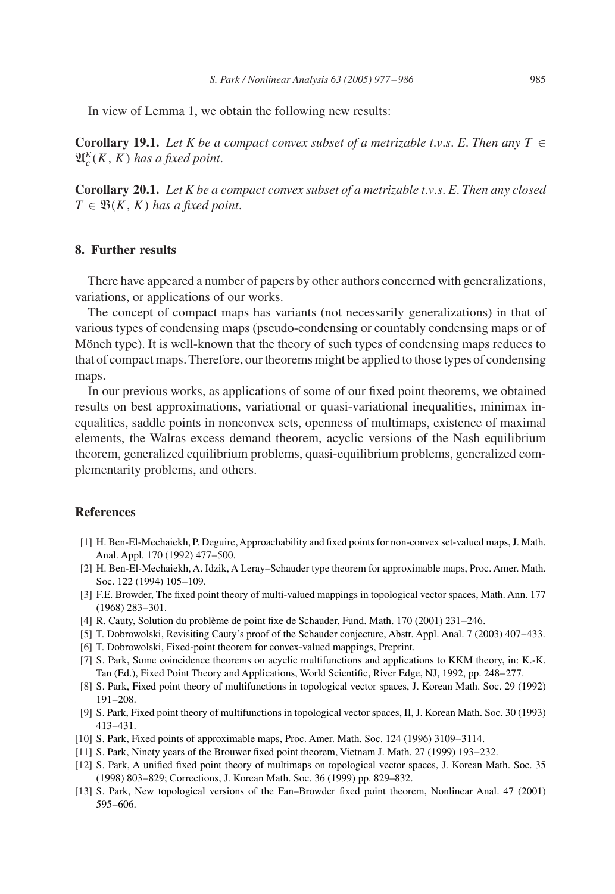In view of Lemma 1, we obtain the following new results:

**Corollary 19.1.** *Let $K$ be a compact convex subset of a metrizable t.v.s. $E$. Then any $T \in \mathfrak{A}_c^\kappa(K, K)$ has a fixed point.*

**Corollary 20.1.** *Let $K$ be a compact convex subset of a metrizable t.v.s. $E$. Then any closed $T \in \mathfrak{B}(K, K)$ has a fixed point.*

## 8. Further results

There have appeared a number of papers by other authors concerned with generalizations, variations, or applications of our works.

The concept of compact maps has variants (not necessarily generalizations) in that of various types of condensing maps (pseudo-condensing or countably condensing maps or of Mönch type). It is well-known that the theory of such types of condensing maps reduces to that of compact maps. Therefore, our theorems might be applied to those types of condensing maps.

In our previous works, as applications of some of our fixed point theorems, we obtained results on best approximations, variational or quasi-variational inequalities, minimax inequalities, saddle points in nonconvex sets, openness of multimaps, existence of maximal elements, the Walras excess demand theorem, acyclic versions of the Nash equilibrium theorem, generalized equilibrium problems, quasi-equilibrium problems, generalized complementarity problems, and others.

## References

[1] H. Ben-El-Mechaiekh, P. Deguire, Approachability and fixed points for non-convex set-valued maps, J. Math. Anal. Appl. 170 (1992) 477–500.

[2] H. Ben-El-Mechaiekh, A. Idzik, A Leray–Schauder type theorem for approximable maps, Proc. Amer. Math. Soc. 122 (1994) 105–109.

[3] F.E. Browder, The fixed point theory of multi-valued mappings in topological vector spaces, Math. Ann. 177 (1968) 283–301.

[4] R. Cauty, Solution du problème de point fixe de Schauder, Fund. Math. 170 (2001) 231–246.

[5] T. Dobrowolski, Revisiting Cauty's proof of the Schauder conjecture, Abstr. Appl. Anal. 7 (2003) 407–433.

[6] T. Dobrowolski, Fixed-point theorem for convex-valued mappings, Preprint.

[7] S. Park, Some coincidence theorems on acyclic multifunctions and applications to KKM theory, in: K.-K. Tan (Ed.), Fixed Point Theory and Applications, World Scientific, River Edge, NJ, 1992, pp. 248–277.

[8] S. Park, Fixed point theory of multifunctions in topological vector spaces, J. Korean Math. Soc. 29 (1992) 191–208.

[9] S. Park, Fixed point theory of multifunctions in topological vector spaces, II, J. Korean Math. Soc. 30 (1993) 413–431.

[10] S. Park, Fixed points of approximable maps, Proc. Amer. Math. Soc. 124 (1996) 3109–3114.

[11] S. Park, Ninety years of the Brouwer fixed point theorem, Vietnam J. Math. 27 (1999) 193–232.

[12] S. Park, A unified fixed point theory of multimaps on topological vector spaces, J. Korean Math. Soc. 35 (1998) 803–829; Corrections, J. Korean Math. Soc. 36 (1999) pp. 829–832.

[13] S. Park, New topological versions of the Fan–Browder fixed point theorem, Nonlinear Anal. 47 (2001) 595–606.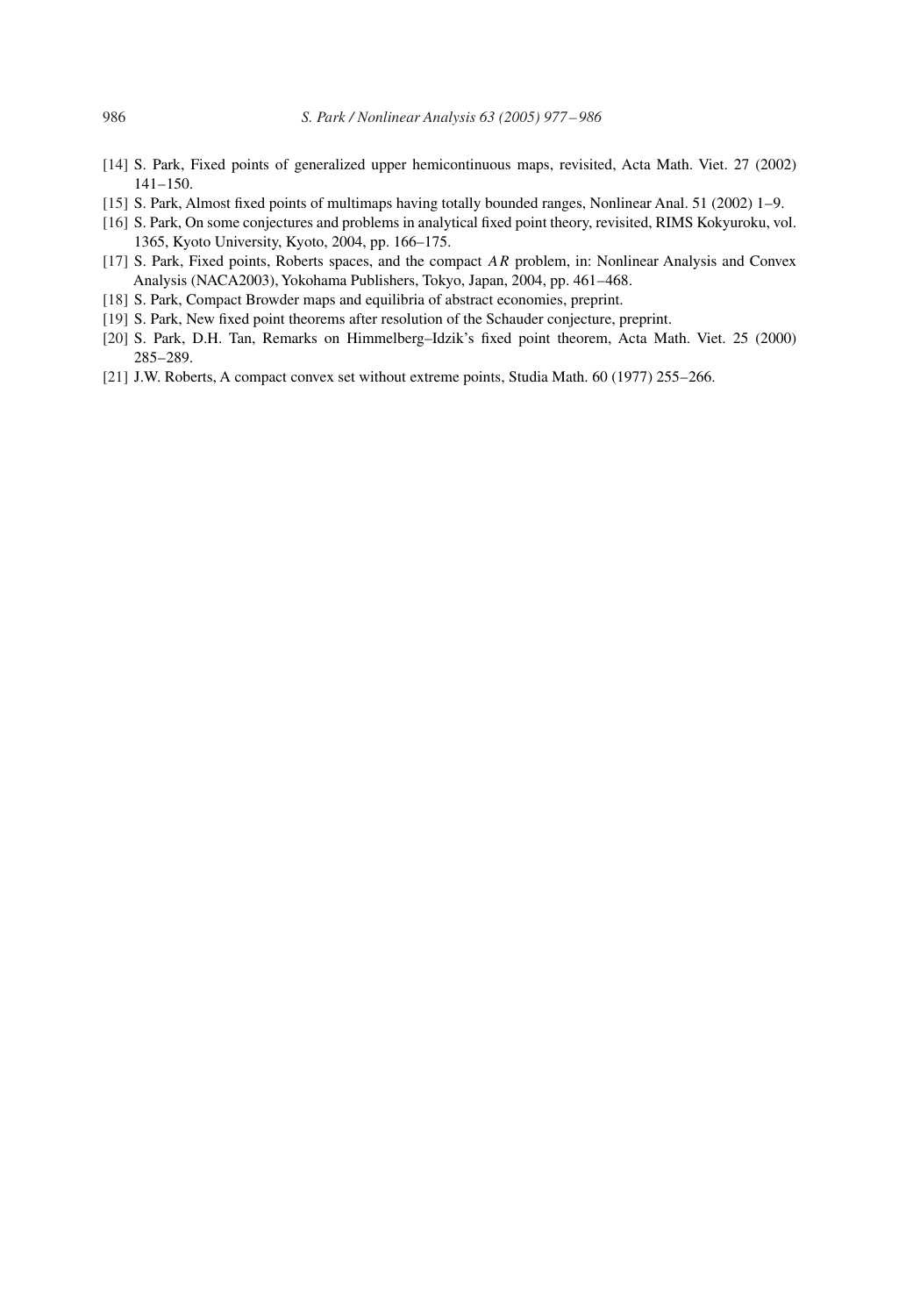[14] S. Park, Fixed points of generalized upper hemicontinuous maps, revisited, Acta Math. Viet. 27 (2002) 141–150.

[15] S. Park, Almost fixed points of multimaps having totally bounded ranges, Nonlinear Anal. 51 (2002) 1–9.

[16] S. Park, On some conjectures and problems in analytical fixed point theory, revisited, RIMS Kokyuroku, vol. 1365, Kyoto University, Kyoto, 2004, pp. 166–175.

[17] S. Park, Fixed points, Roberts spaces, and the compact $AR$ problem, in: Nonlinear Analysis and Convex Analysis (NACA2003), Yokohama Publishers, Tokyo, Japan, 2004, pp. 461–468.

[18] S. Park, Compact Browder maps and equilibria of abstract economies, preprint.

[19] S. Park, New fixed point theorems after resolution of the Schauder conjecture, preprint.

[20] S. Park, D.H. Tan, Remarks on Himmelberg–Idzik's fixed point theorem, Acta Math. Viet. 25 (2000) 285–289.

[21] J.W. Roberts, A compact convex set without extreme points, Studia Math. 60 (1977) 255–266.